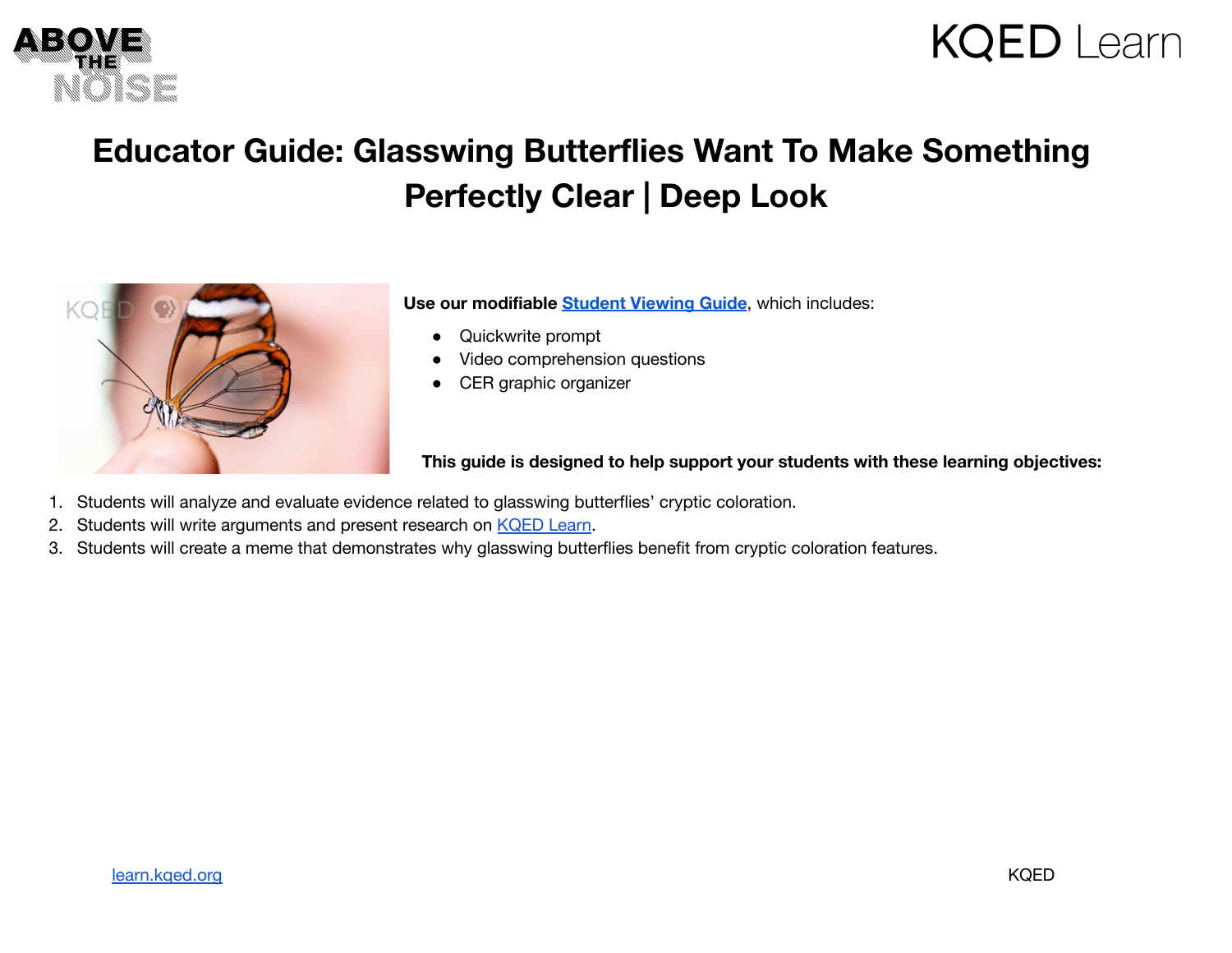# Educator Guide: Glasswing Butterflies Want To Make Something Perfectly Clear | Deep Look

**Use our modifiable Student Viewing Guide**, which includes:

- Quickwrite prompt
- Video comprehension questions
- CER graphic organizer

**This guide is designed to help support your students with these learning objectives:**

1. Students will analyze and evaluate evidence related to glasswing butterflies' cryptic coloration.
2. Students will write arguments and present research on KQED Learn.
3. Students will create a meme that demonstrates why glasswing butterflies benefit from cryptic coloration features.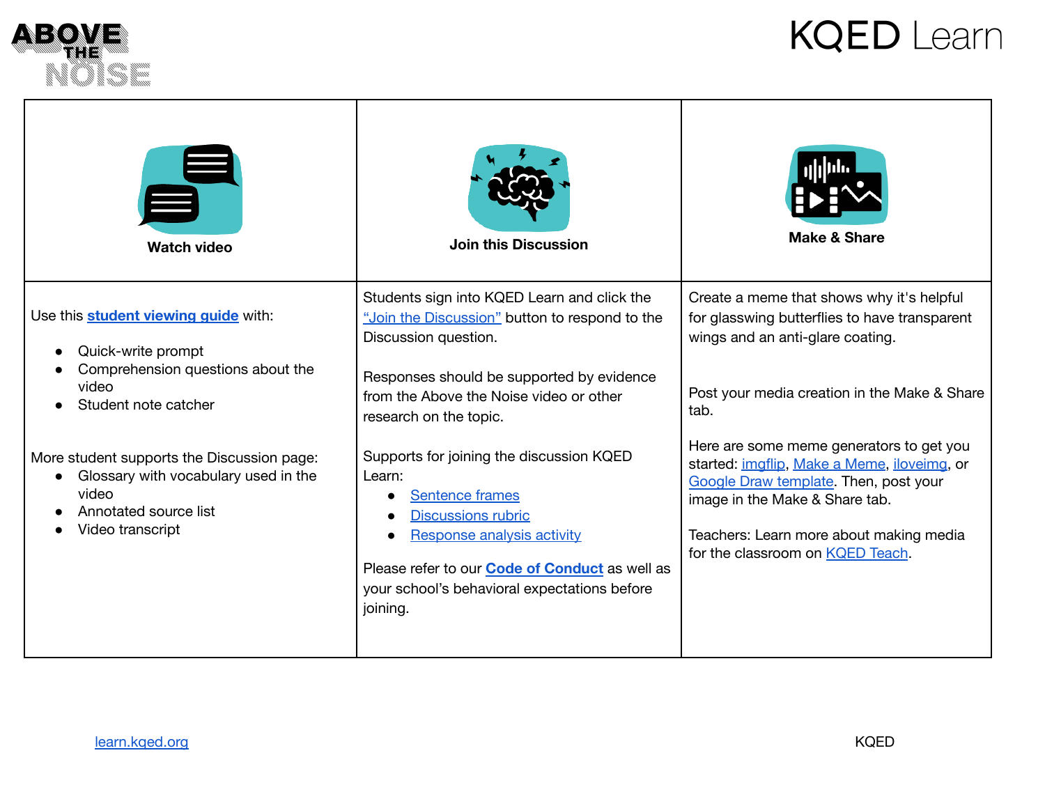ABOVE THE NOISE

KQED Learn

| Watch video | Join this Discussion | Make & Share |
| --- | --- | --- |
| Use this **student viewing guide** with:<br>• Quick-write prompt<br>• Comprehension questions about the video<br>• Student note catcher<br><br>More student supports the Discussion page:<br>• Glossary with vocabulary used in the video<br>• Annotated source list<br>• Video transcript | Students sign into KQED Learn and click the "Join the Discussion" button to respond to the Discussion question.<br><br>Responses should be supported by evidence from the Above the Noise video or other research on the topic.<br><br>Supports for joining the discussion KQED Learn:<br>• Sentence frames<br>• Discussions rubric<br>• Response analysis activity<br><br>Please refer to our **Code of Conduct** as well as your school's behavioral expectations before joining. | Create a meme that shows why it's helpful for glasswing butterflies to have transparent wings and an anti-glare coating.<br><br>Post your media creation in the Make & Share tab.<br><br>Here are some meme generators to get you started: imgflip, Make a Meme, iloveimg, or Google Draw template. Then, post your image in the Make & Share tab.<br><br>Teachers: Learn more about making media for the classroom on KQED Teach. |

learn.kqed.org

KQED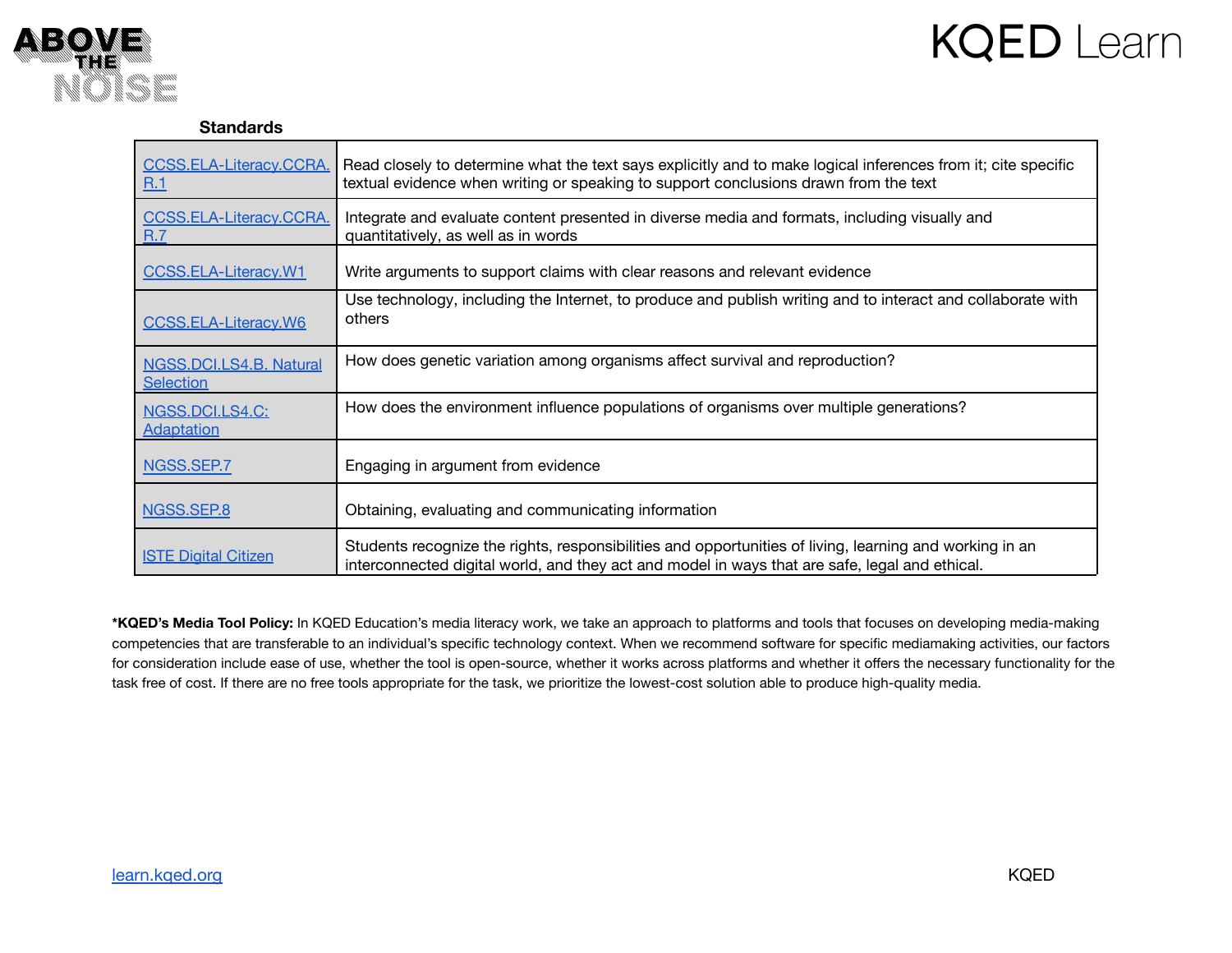**Standards**

| | |
|---|---|
| CCSS.ELA-Literacy.CCRA.R.1 | Read closely to determine what the text says explicitly and to make logical inferences from it; cite specific textual evidence when writing or speaking to support conclusions drawn from the text |
| CCSS.ELA-Literacy.CCRA.R.7 | Integrate and evaluate content presented in diverse media and formats, including visually and quantitatively, as well as in words |
| CCSS.ELA-Literacy.W1 | Write arguments to support claims with clear reasons and relevant evidence |
| CCSS.ELA-Literacy.W6 | Use technology, including the Internet, to produce and publish writing and to interact and collaborate with others |
| NGSS.DCI.LS4.B. Natural Selection | How does genetic variation among organisms affect survival and reproduction? |
| NGSS.DCI.LS4.C: Adaptation | How does the environment influence populations of organisms over multiple generations? |
| NGSS.SEP.7 | Engaging in argument from evidence |
| NGSS.SEP.8 | Obtaining, evaluating and communicating information |
| ISTE Digital Citizen | Students recognize the rights, responsibilities and opportunities of living, learning and working in an interconnected digital world, and they act and model in ways that are safe, legal and ethical. |

***KQED's Media Tool Policy:** In KQED Education's media literacy work, we take an approach to platforms and tools that focuses on developing media-making competencies that are transferable to an individual's specific technology context. When we recommend software for specific mediamaking activities, our factors for consideration include ease of use, whether the tool is open-source, whether it works across platforms and whether it offers the necessary functionality for the task free of cost. If there are no free tools appropriate for the task, we prioritize the lowest-cost solution able to produce high-quality media.